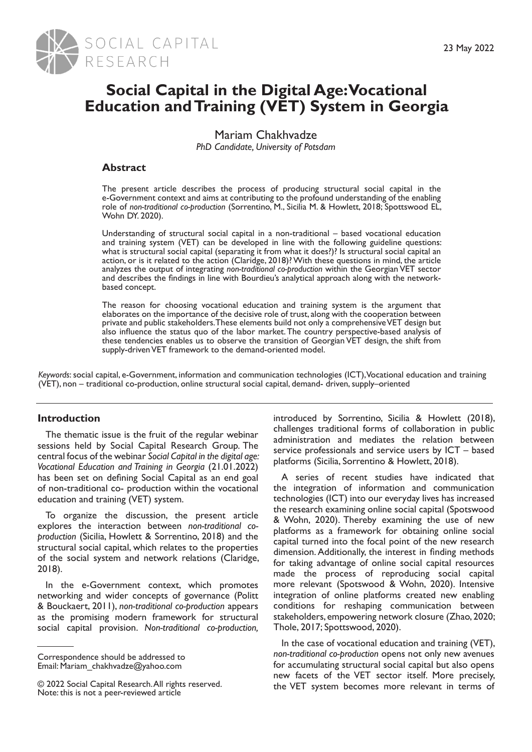# Social Capital in the Digital Age: Vocational Education and Training (VET) System in Georgia

Mariam Chakhvadze

*PhD Candidate, University of Potsdam*

## Abstract

The present article describes the process of producing structural social capital in the e-Government context and aims at contributing to the profound understanding of the enabling role of *non-traditional co-production* (Sorrentino, M., Sicilia M. & Howlett, 2018; Spottswood EL, Wohn DY. 2020).

Understanding of structural social capital in a non-traditional – based vocational education and training system (VET) can be developed in line with the following guideline questions: what is structural social capital (separating it from what it does?)? Is structural social capital an action, or is it related to the action (Claridge, 2018)? With these questions in mind, the article analyzes the output of integrating *non-traditional co-production* within the Georgian VET sector and describes the findings in line with Bourdieu's analytical approach along with the network-based concept.

The reason for choosing vocational education and training system is the argument that elaborates on the importance of the decisive role of trust, along with the cooperation between private and public stakeholders. These elements build not only a comprehensive VET design but also influence the status quo of the labor market. The country perspective-based analysis of these tendencies enables us to observe the transition of Georgian VET design, the shift from supply-driven VET framework to the demand-oriented model.

*Keywords*: social capital, e-Government, information and communication technologies (ICT), Vocational education and training (VET), non – traditional co-production, online structural social capital, demand- driven, supply–oriented

## Introduction

The thematic issue is the fruit of the regular webinar sessions held by Social Capital Research Group. The central focus of the webinar *Social Capital in the digital age: Vocational Education and Training in Georgia* (21.01.2022) has been set on defining Social Capital as an end goal of non-traditional co- production within the vocational education and training (VET) system.

To organize the discussion, the present article explores the interaction between *non-traditional co-production* (Sicilia, Howlett & Sorrentino, 2018) and the structural social capital, which relates to the properties of the social system and network relations (Claridge, 2018).

In the e-Government context, which promotes networking and wider concepts of governance (Politt & Bouckaert, 2011), *non-traditional co-production* appears as the promising modern framework for structural social capital provision. *Non-traditional co-production,* introduced by Sorrentino, Sicilia & Howlett (2018), challenges traditional forms of collaboration in public administration and mediates the relation between service professionals and service users by ICT – based platforms (Sicilia, Sorrentino & Howlett, 2018).

A series of recent studies have indicated that the integration of information and communication technologies (ICT) into our everyday lives has increased the research examining online social capital (Spotswood & Wohn, 2020). Thereby examining the use of new platforms as a framework for obtaining online social capital turned into the focal point of the new research dimension. Additionally, the interest in finding methods for taking advantage of online social capital resources made the process of reproducing social capital more relevant (Spotswood & Wohn, 2020). Intensive integration of online platforms created new enabling conditions for reshaping communication between stakeholders, empowering network closure (Zhao, 2020; Thole, 2017; Spottswood, 2020).

In the case of vocational education and training (VET), *non-traditional co-production* opens not only new avenues for accumulating structural social capital but also opens new facets of the VET sector itself. More precisely, the VET system becomes more relevant in terms of

---

Correspondence should be addressed to
Email: Mariam_chakhvadze@yahoo.com

© 2022 Social Capital Research. All rights reserved.
Note: this is not a peer-reviewed article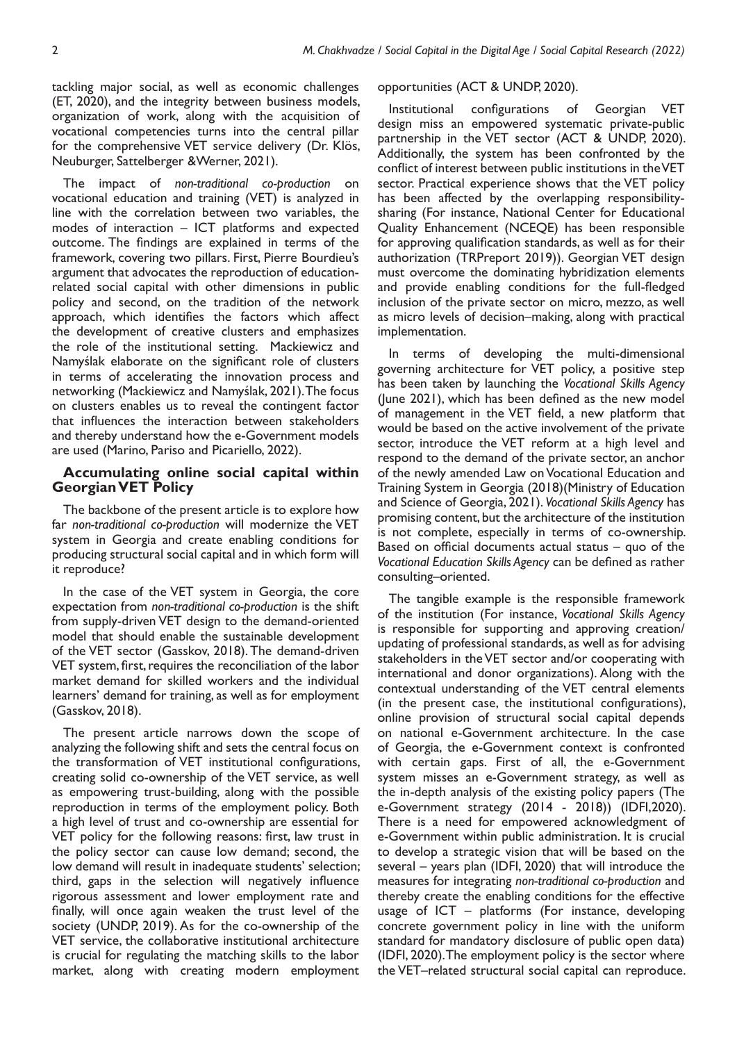tackling major social, as well as economic challenges (ET, 2020), and the integrity between business models, organization of work, along with the acquisition of vocational competencies turns into the central pillar for the comprehensive VET service delivery (Dr. Klös, Neuburger, Sattelberger &Werner, 2021).

The impact of *non-traditional co-production* on vocational education and training (VET) is analyzed in line with the correlation between two variables, the modes of interaction – ICT platforms and expected outcome. The findings are explained in terms of the framework, covering two pillars. First, Pierre Bourdieu's argument that advocates the reproduction of education-related social capital with other dimensions in public policy and second, on the tradition of the network approach, which identifies the factors which affect the development of creative clusters and emphasizes the role of the institutional setting. Mackiewicz and Namyślak elaborate on the significant role of clusters in terms of accelerating the innovation process and networking (Mackiewicz and Namyślak, 2021). The focus on clusters enables us to reveal the contingent factor that influences the interaction between stakeholders and thereby understand how the e-Government models are used (Marino, Pariso and Picariello, 2022).

## Accumulating online social capital within Georgian VET Policy

The backbone of the present article is to explore how far *non-traditional co-production* will modernize the VET system in Georgia and create enabling conditions for producing structural social capital and in which form will it reproduce?

In the case of the VET system in Georgia, the core expectation from *non-traditional co-production* is the shift from supply-driven VET design to the demand-oriented model that should enable the sustainable development of the VET sector (Gasskov, 2018). The demand-driven VET system, first, requires the reconciliation of the labor market demand for skilled workers and the individual learners' demand for training, as well as for employment (Gasskov, 2018).

The present article narrows down the scope of analyzing the following shift and sets the central focus on the transformation of VET institutional configurations, creating solid co-ownership of the VET service, as well as empowering trust-building, along with the possible reproduction in terms of the employment policy. Both a high level of trust and co-ownership are essential for VET policy for the following reasons: first, law trust in the policy sector can cause low demand; second, the low demand will result in inadequate students' selection; third, gaps in the selection will negatively influence rigorous assessment and lower employment rate and finally, will once again weaken the trust level of the society (UNDP, 2019). As for the co-ownership of the VET service, the collaborative institutional architecture is crucial for regulating the matching skills to the labor market, along with creating modern employment opportunities (ACT & UNDP, 2020).

Institutional configurations of Georgian VET design miss an empowered systematic private-public partnership in the VET sector (ACT & UNDP, 2020). Additionally, the system has been confronted by the conflict of interest between public institutions in the VET sector. Practical experience shows that the VET policy has been affected by the overlapping responsibility-sharing (For instance, National Center for Educational Quality Enhancement (NCEQE) has been responsible for approving qualification standards, as well as for their authorization (TRPreport 2019)). Georgian VET design must overcome the dominating hybridization elements and provide enabling conditions for the full-fledged inclusion of the private sector on micro, mezzo, as well as micro levels of decision–making, along with practical implementation.

In terms of developing the multi-dimensional governing architecture for VET policy, a positive step has been taken by launching the *Vocational Skills Agency* (June 2021), which has been defined as the new model of management in the VET field, a new platform that would be based on the active involvement of the private sector, introduce the VET reform at a high level and respond to the demand of the private sector, an anchor of the newly amended Law on Vocational Education and Training System in Georgia (2018)(Ministry of Education and Science of Georgia, 2021). *Vocational Skills Agency* has promising content, but the architecture of the institution is not complete, especially in terms of co-ownership. Based on official documents actual status – quo of the *Vocational Education Skills Agency* can be defined as rather consulting–oriented.

The tangible example is the responsible framework of the institution (For instance, *Vocational Skills Agency* is responsible for supporting and approving creation/updating of professional standards, as well as for advising stakeholders in the VET sector and/or cooperating with international and donor organizations). Along with the contextual understanding of the VET central elements (in the present case, the institutional configurations), online provision of structural social capital depends on national e-Government architecture. In the case of Georgia, the e-Government context is confronted with certain gaps. First of all, the e-Government system misses an e-Government strategy, as well as the in-depth analysis of the existing policy papers (The e-Government strategy (2014 - 2018)) (IDFI,2020). There is a need for empowered acknowledgment of e-Government within public administration. It is crucial to develop a strategic vision that will be based on the several – years plan (IDFI, 2020) that will introduce the measures for integrating *non-traditional co-production* and thereby create the enabling conditions for the effective usage of ICT – platforms (For instance, developing concrete government policy in line with the uniform standard for mandatory disclosure of public open data) (IDFI, 2020). The employment policy is the sector where the VET–related structural social capital can reproduce.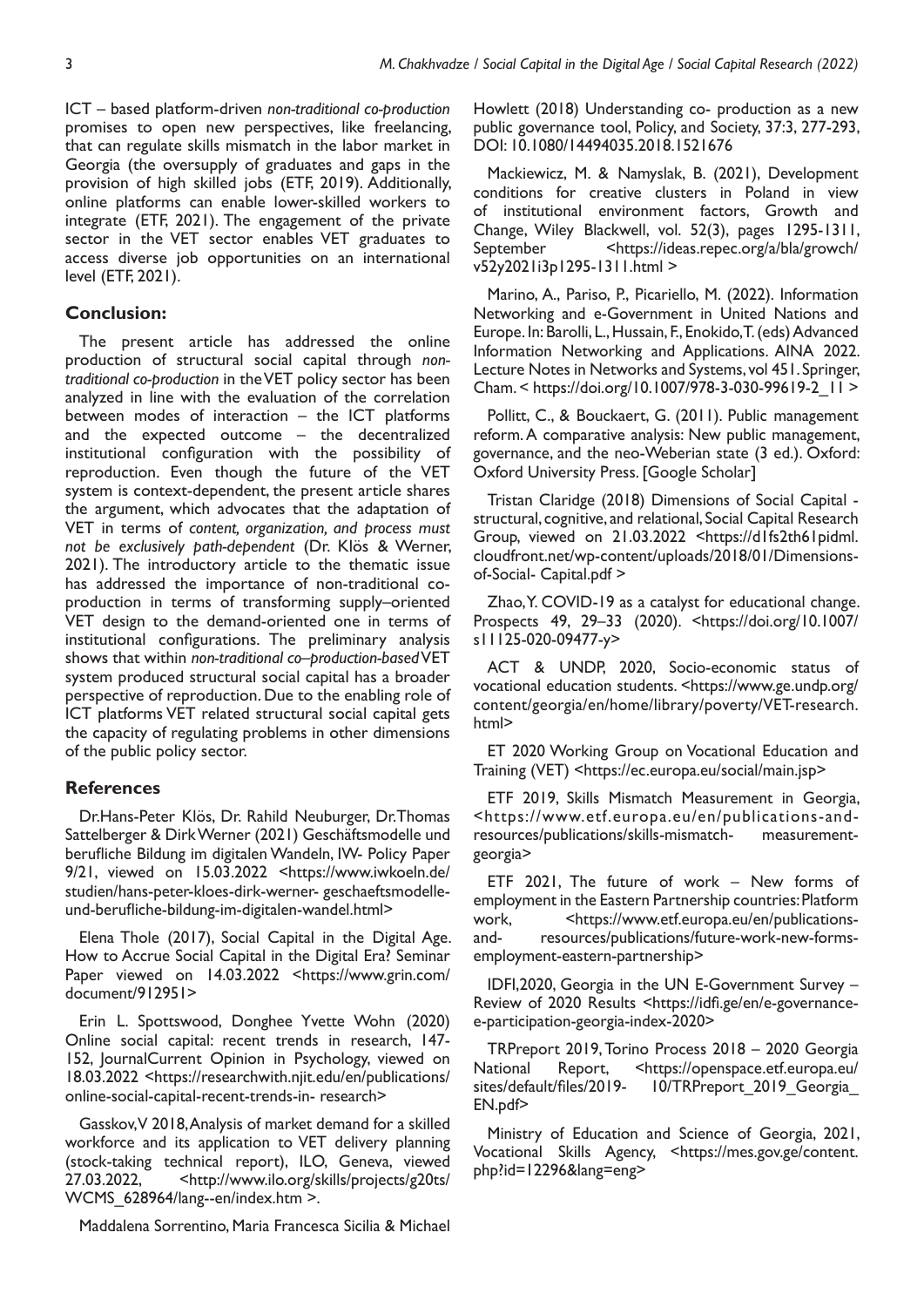ICT – based platform-driven *non-traditional co-production* promises to open new perspectives, like freelancing, that can regulate skills mismatch in the labor market in Georgia (the oversupply of graduates and gaps in the provision of high skilled jobs (ETF, 2019). Additionally, online platforms can enable lower-skilled workers to integrate (ETF, 2021). The engagement of the private sector in the VET sector enables VET graduates to access diverse job opportunities on an international level (ETF, 2021).

## Conclusion:

The present article has addressed the online production of structural social capital through *non-traditional co-production* in the VET policy sector has been analyzed in line with the evaluation of the correlation between modes of interaction – the ICT platforms and the expected outcome – the decentralized institutional configuration with the possibility of reproduction. Even though the future of the VET system is context-dependent, the present article shares the argument, which advocates that the adaptation of VET in terms of *content, organization, and process must not be exclusively path-dependent* (Dr. Klös & Werner, 2021). The introductory article to the thematic issue has addressed the importance of non-traditional co-production in terms of transforming supply–oriented VET design to the demand-oriented one in terms of institutional configurations. The preliminary analysis shows that within *non-traditional co–production-based* VET system produced structural social capital has a broader perspective of reproduction. Due to the enabling role of ICT platforms VET related structural social capital gets the capacity of regulating problems in other dimensions of the public policy sector.

## References

Dr.Hans-Peter Klös, Dr. Rahild Neuburger, Dr.Thomas Sattelberger & Dirk Werner (2021) Geschäftsmodelle und berufliche Bildung im digitalen Wandeln, IW- Policy Paper 9/21, viewed on 15.03.2022 <https://www.iwkoeln.de/studien/hans-peter-kloes-dirk-werner- geschaeftsmodelle-und-berufliche-bildung-im-digitalen-wandel.html>

Elena Thole (2017), Social Capital in the Digital Age. How to Accrue Social Capital in the Digital Era? Seminar Paper viewed on 14.03.2022 <https://www.grin.com/document/912951>

Erin L. Spottswood, Donghee Yvette Wohn (2020) Online social capital: recent trends in research, 147-152, JournalCurrent Opinion in Psychology, viewed on 18.03.2022 <https://researchwith.njit.edu/en/publications/online-social-capital-recent-trends-in- research>

Gasskov,V 2018, Analysis of market demand for a skilled workforce and its application to VET delivery planning (stock-taking technical report), ILO, Geneva, viewed 27.03.2022, <http://www.ilo.org/skills/projects/g20ts/WCMS_628964/lang--en/index.htm >.

Maddalena Sorrentino, Maria Francesca Sicilia & Michael Howlett (2018) Understanding co- production as a new public governance tool, Policy, and Society, 37:3, 277-293, DOI: 10.1080/14494035.2018.1521676

Mackiewicz, M. & Namyslak, B. (2021), Development conditions for creative clusters in Poland in view of institutional environment factors, Growth and Change, Wiley Blackwell, vol. 52(3), pages 1295-1311, September <https://ideas.repec.org/a/bla/growch/v52y2021i3p1295-1311.html >

Marino, A., Pariso, P., Picariello, M. (2022). Information Networking and e-Government in United Nations and Europe. In: Barolli, L., Hussain, F., Enokido, T. (eds) Advanced Information Networking and Applications. AINA 2022. Lecture Notes in Networks and Systems, vol 451. Springer, Cham. < https://doi.org/10.1007/978-3-030-99619-2_11 >

Pollitt, C., & Bouckaert, G. (2011). Public management reform. A comparative analysis: New public management, governance, and the neo-Weberian state (3 ed.). Oxford: Oxford University Press. [Google Scholar]

Tristan Claridge (2018) Dimensions of Social Capital - structural, cognitive, and relational, Social Capital Research Group, viewed on 21.03.2022 <https://d1fs2th61pidml.cloudfront.net/wp-content/uploads/2018/01/Dimensions-of-Social- Capital.pdf >

Zhao, Y. COVID-19 as a catalyst for educational change. Prospects 49, 29–33 (2020). <https://doi.org/10.1007/s11125-020-09477-y>

ACT & UNDP, 2020, Socio-economic status of vocational education students. <https://www.ge.undp.org/content/georgia/en/home/library/poverty/VET-research.html>

ET 2020 Working Group on Vocational Education and Training (VET) <https://ec.europa.eu/social/main.jsp>

ETF 2019, Skills Mismatch Measurement in Georgia, <https://www.etf.europa.eu/en/publications-and-resources/publications/skills-mismatch- measurement-georgia>

ETF 2021, The future of work – New forms of employment in the Eastern Partnership countries: Platform work, <https://www.etf.europa.eu/en/publications-and- resources/publications/future-work-new-forms-employment-eastern-partnership>

IDFI,2020, Georgia in the UN E-Government Survey – Review of 2020 Results <https://idfi.ge/en/e-governance-e-participation-georgia-index-2020>

TRPreport 2019, Torino Process 2018 – 2020 Georgia National Report, <https://openspace.etf.europa.eu/sites/default/files/2019- 10/TRPreport_2019_Georgia_EN.pdf>

Ministry of Education and Science of Georgia, 2021, Vocational Skills Agency, <https://mes.gov.ge/content.php?id=12296&lang=eng>